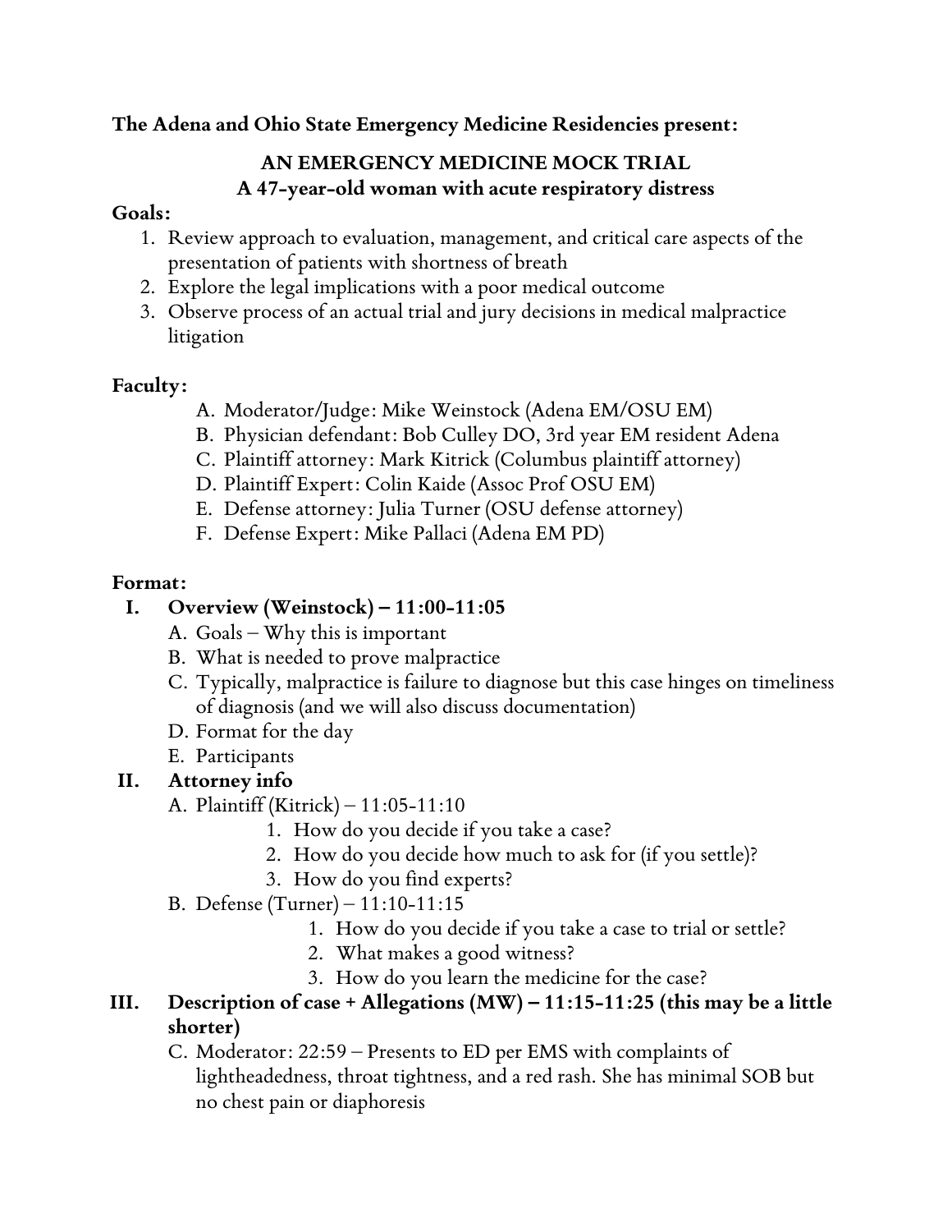**The Adena and Ohio State Emergency Medicine Residencies present:**

**AN EMERGENCY MEDICINE MOCK TRIAL**

**A 47-year-old woman with acute respiratory distress**

**Goals:**

1. Review approach to evaluation, management, and critical care aspects of the presentation of patients with shortness of breath
2. Explore the legal implications with a poor medical outcome
3. Observe process of an actual trial and jury decisions in medical malpractice litigation

**Faculty:**

- A. Moderator/Judge: Mike Weinstock (Adena EM/OSU EM)
- B. Physician defendant: Bob Culley DO, 3rd year EM resident Adena
- C. Plaintiff attorney: Mark Kitrick (Columbus plaintiff attorney)
- D. Plaintiff Expert: Colin Kaide (Assoc Prof OSU EM)
- E. Defense attorney: Julia Turner (OSU defense attorney)
- F. Defense Expert: Mike Pallaci (Adena EM PD)

**Format:**

- **I. Overview (Weinstock) – 11:00-11:05**
  - A. Goals – Why this is important
  - B. What is needed to prove malpractice
  - C. Typically, malpractice is failure to diagnose but this case hinges on timeliness of diagnosis (and we will also discuss documentation)
  - D. Format for the day
  - E. Participants
- **II. Attorney info**
  - A. Plaintiff (Kitrick) – 11:05-11:10
    1. How do you decide if you take a case?
    2. How do you decide how much to ask for (if you settle)?
    3. How do you find experts?
  - B. Defense (Turner) – 11:10-11:15
    1. How do you decide if you take a case to trial or settle?
    2. What makes a good witness?
    3. How do you learn the medicine for the case?
- **III. Description of case + Allegations (MW) – 11:15-11:25 (this may be a little shorter)**
  - C. Moderator: 22:59 – Presents to ED per EMS with complaints of lightheadedness, throat tightness, and a red rash. She has minimal SOB but no chest pain or diaphoresis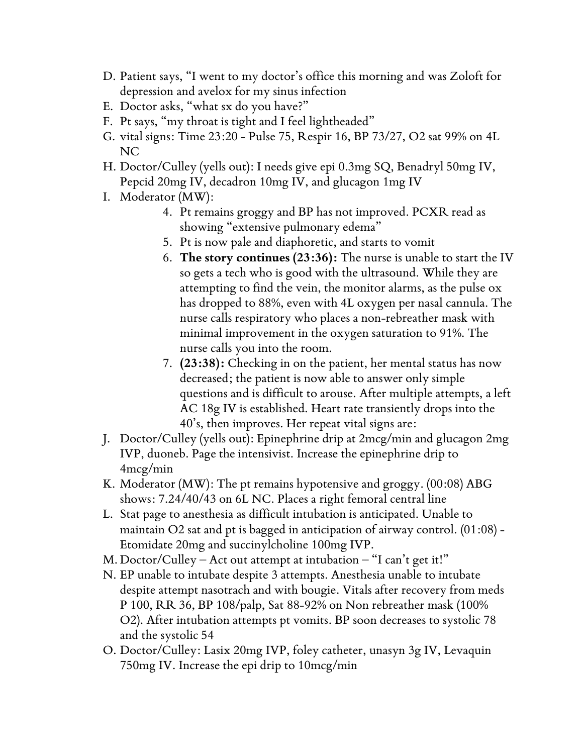D. Patient says, "I went to my doctor's office this morning and was Zoloft for depression and avelox for my sinus infection
E. Doctor asks, "what sx do you have?"
F. Pt says, "my throat is tight and I feel lightheaded"
G. vital signs: Time 23:20 - Pulse 75, Respir 16, BP 73/27, O2 sat 99% on 4L NC
H. Doctor/Culley (yells out): I needs give epi 0.3mg SQ, Benadryl 50mg IV, Pepcid 20mg IV, decadron 10mg IV, and glucagon 1mg IV
I. Moderator (MW):
    4. Pt remains groggy and BP has not improved. PCXR read as showing "extensive pulmonary edema"
    5. Pt is now pale and diaphoretic, and starts to vomit
    6. **The story continues (23:36):** The nurse is unable to start the IV so gets a tech who is good with the ultrasound. While they are attempting to find the vein, the monitor alarms, as the pulse ox has dropped to 88%, even with 4L oxygen per nasal cannula. The nurse calls respiratory who places a non-rebreather mask with minimal improvement in the oxygen saturation to 91%. The nurse calls you into the room.
    7. **(23:38):** Checking in on the patient, her mental status has now decreased; the patient is now able to answer only simple questions and is difficult to arouse. After multiple attempts, a left AC 18g IV is established. Heart rate transiently drops into the 40's, then improves. Her repeat vital signs are:
J. Doctor/Culley (yells out): Epinephrine drip at 2mcg/min and glucagon 2mg IVP, duoneb. Page the intensivist. Increase the epinephrine drip to 4mcg/min
K. Moderator (MW): The pt remains hypotensive and groggy. (00:08) ABG shows: 7.24/40/43 on 6L NC. Places a right femoral central line
L. Stat page to anesthesia as difficult intubation is anticipated. Unable to maintain O2 sat and pt is bagged in anticipation of airway control. (01:08) - Etomidate 20mg and succinylcholine 100mg IVP.
M. Doctor/Culley – Act out attempt at intubation – "I can't get it!"
N. EP unable to intubate despite 3 attempts. Anesthesia unable to intubate despite attempt nasotrach and with bougie. Vitals after recovery from meds P 100, RR 36, BP 108/palp, Sat 88-92% on Non rebreather mask (100% O2). After intubation attempts pt vomits. BP soon decreases to systolic 78 and the systolic 54
O. Doctor/Culley: Lasix 20mg IVP, foley catheter, unasyn 3g IV, Levaquin 750mg IV. Increase the epi drip to 10mcg/min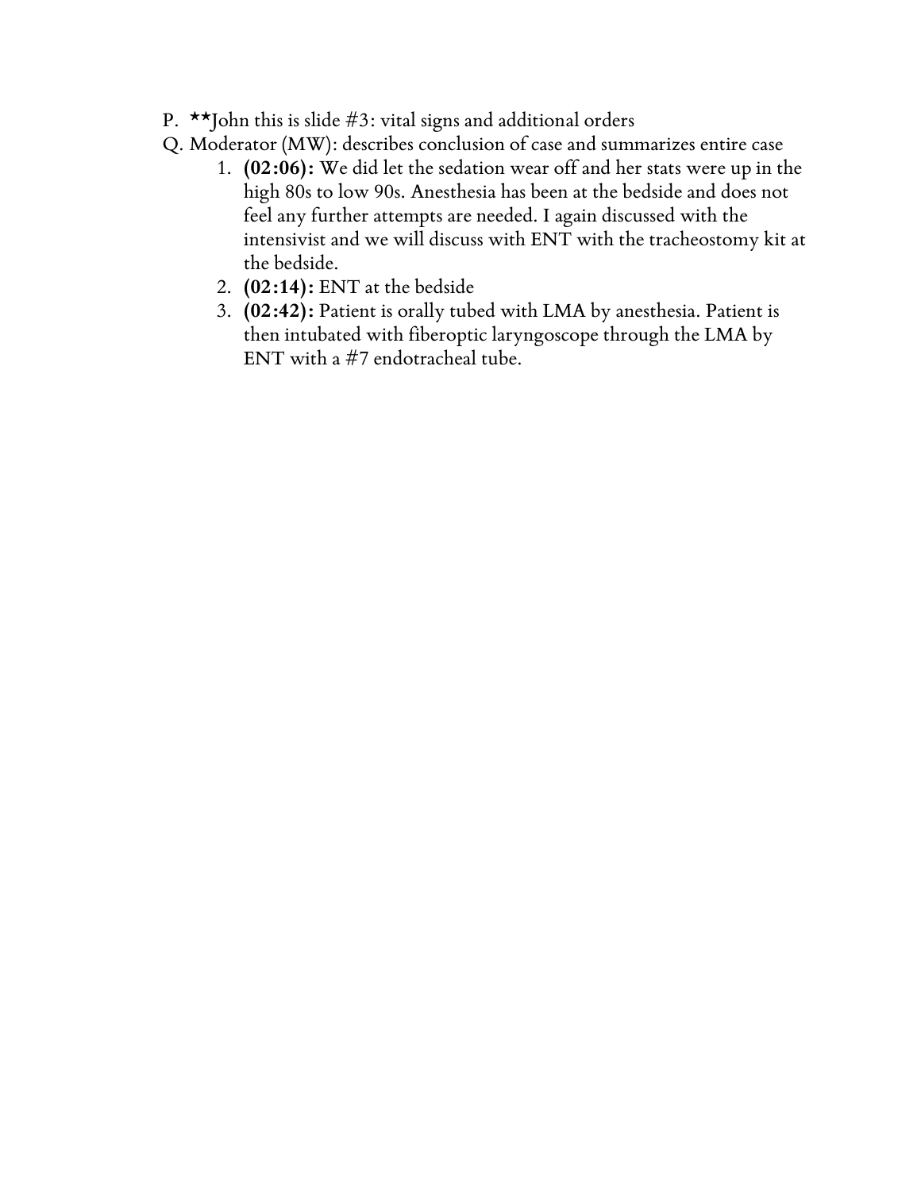P. **John this is slide #3: vital signs and additional orders

Q. Moderator (MW): describes conclusion of case and summarizes entire case

1. **(02:06):** We did let the sedation wear off and her stats were up in the high 80s to low 90s. Anesthesia has been at the bedside and does not feel any further attempts are needed. I again discussed with the intensivist and we will discuss with ENT with the tracheostomy kit at the bedside.
2. **(02:14):** ENT at the bedside
3. **(02:42):** Patient is orally tubed with LMA by anesthesia. Patient is then intubated with fiberoptic laryngoscope through the LMA by ENT with a #7 endotracheal tube.